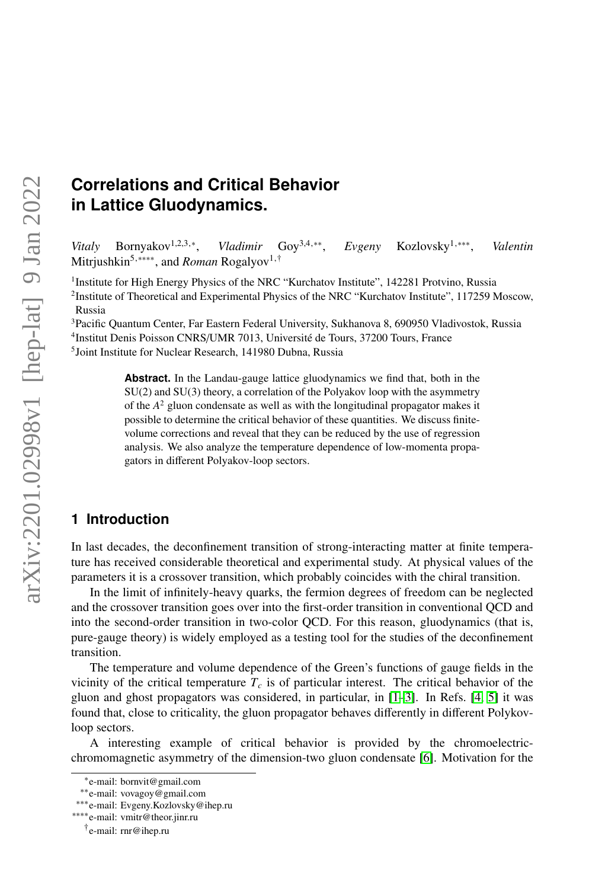# Correlations and Critical Behavior in Lattice Gluodynamics.

*Vitaly* Bornyakov[1,2,3,*], *Vladimir* Goy[3,4,**], *Evgeny* Kozlovsky[1,***], *Valentin* Mitrjushkin[5,****], and *Roman* Rogalyov[1,†]

[1]Institute for High Energy Physics of the NRC "Kurchatov Institute", 142281 Protvino, Russia

[2]Institute of Theoretical and Experimental Physics of the NRC "Kurchatov Institute", 117259 Moscow, Russia

[3]Pacific Quantum Center, Far Eastern Federal University, Sukhanova 8, 690950 Vladivostok, Russia

[4]Institut Denis Poisson CNRS/UMR 7013, Université de Tours, 37200 Tours, France

[5]Joint Institute for Nuclear Research, 141980 Dubna, Russia

**Abstract.** In the Landau-gauge lattice gluodynamics we find that, both in the SU(2) and SU(3) theory, a correlation of the Polyakov loop with the asymmetry of the $A^2$ gluon condensate as well as with the longitudinal propagator makes it possible to determine the critical behavior of these quantities. We discuss finite-volume corrections and reveal that they can be reduced by the use of regression analysis. We also analyze the temperature dependence of low-momenta propagators in different Polyakov-loop sectors.

## 1 Introduction

In last decades, the deconfinement transition of strong-interacting matter at finite temperature has received considerable theoretical and experimental study. At physical values of the parameters it is a crossover transition, which probably coincides with the chiral transition.

In the limit of infinitely-heavy quarks, the fermion degrees of freedom can be neglected and the crossover transition goes over into the first-order transition in conventional QCD and into the second-order transition in two-color QCD. For this reason, gluodynamics (that is, pure-gauge theory) is widely employed as a testing tool for the studies of the deconfinement transition.

The temperature and volume dependence of the Green's functions of gauge fields in the vicinity of the critical temperature $T_c$ is of particular interest. The critical behavior of the gluon and ghost propagators was considered, in particular, in [1–3]. In Refs. [4, 5] it was found that, close to criticality, the gluon propagator behaves differently in different Polykov-loop sectors.

A interesting example of critical behavior is provided by the chromoelectric-chromomagnetic asymmetry of the dimension-two gluon condensate [6]. Motivation for the

---

*e-mail: bornvit@gmail.com

**e-mail: vovagoy@gmail.com

***e-mail: Evgeny.Kozlovsky@ihep.ru

****e-mail: vmitr@theor.jinr.ru

†e-mail: rnr@ihep.ru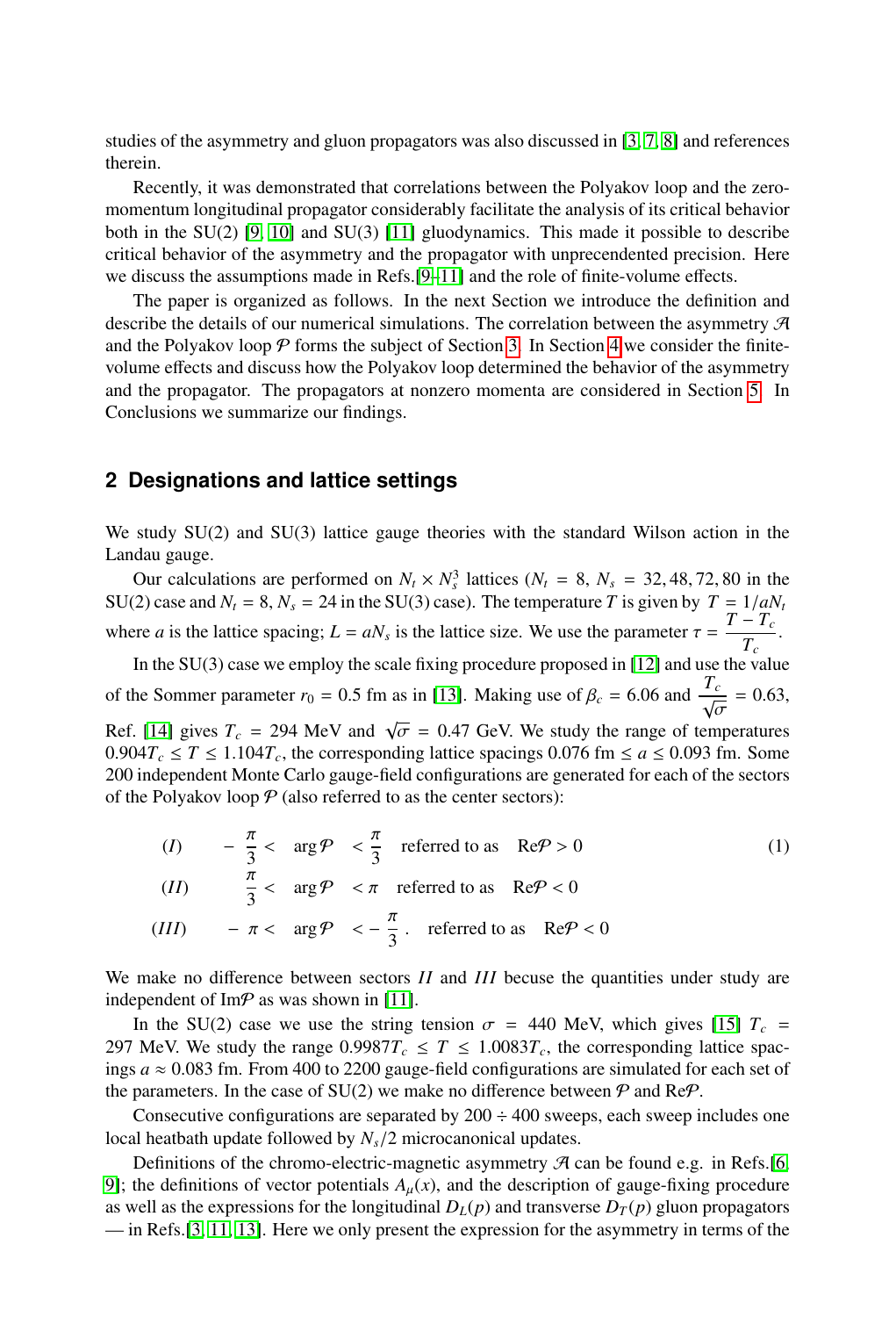studies of the asymmetry and gluon propagators was also discussed in [3, 7, 8] and references therein.

Recently, it was demonstrated that correlations between the Polyakov loop and the zero-momentum longitudinal propagator considerably facilitate the analysis of its critical behavior both in the SU(2) [9, 10] and SU(3) [11] gluodynamics. This made it possible to describe critical behavior of the asymmetry and the propagator with unprecendented precision. Here we discuss the assumptions made in Refs.[9–11] and the role of finite-volume effects.

The paper is organized as follows. In the next Section we introduce the definition and describe the details of our numerical simulations. The correlation between the asymmetry $\mathcal{A}$ and the Polyakov loop $\mathcal{P}$ forms the subject of Section 3. In Section 4 we consider the finite-volume effects and discuss how the Polyakov loop determined the behavior of the asymmetry and the propagator. The propagators at nonzero momenta are considered in Section 5. In Conclusions we summarize our findings.

## 2 Designations and lattice settings

We study SU(2) and SU(3) lattice gauge theories with the standard Wilson action in the Landau gauge.

Our calculations are performed on $N_t \times N_s^3$ lattices ($N_t = 8$, $N_s = 32, 48, 72, 80$ in the SU(2) case and $N_t = 8$, $N_s = 24$ in the SU(3) case). The temperature $T$ is given by $T = 1/aN_t$ where $a$ is the lattice spacing; $L = aN_s$ is the lattice size. We use the parameter $\tau = \dfrac{T - T_c}{T_c}$.

In the SU(3) case we employ the scale fixing procedure proposed in [12] and use the value of the Sommer parameter $r_0 = 0.5$ fm as in [13]. Making use of $\beta_c = 6.06$ and $\dfrac{T_c}{\sqrt{\sigma}} = 0.63$, Ref. [14] gives $T_c = 294$ MeV and $\sqrt{\sigma} = 0.47$ GeV. We study the range of temperatures $0.904T_c \le T \le 1.104T_c$, the corresponding lattice spacings $0.076 \text{ fm} \le a \le 0.093$ fm. Some 200 independent Monte Carlo gauge-field configurations are generated for each of the sectors of the Polyakov loop $\mathcal{P}$ (also referred to as the center sectors):

$$
\begin{array}{llll}
(I) & -\dfrac{\pi}{3} < \arg\mathcal{P} < \dfrac{\pi}{3} & \text{referred to as} & \mathrm{Re}\mathcal{P} > 0 \\
(II) & \dfrac{\pi}{3} < \arg\mathcal{P} < \pi & \text{referred to as} & \mathrm{Re}\mathcal{P} < 0 \\
(III) & -\pi < \arg\mathcal{P} < -\dfrac{\pi}{3}\,. & \text{referred to as} & \mathrm{Re}\mathcal{P} < 0
\end{array}
\tag{1}
$$

We make no difference between sectors $II$ and $III$ becuse the quantities under study are independent of $\mathrm{Im}\mathcal{P}$ as was shown in [11].

In the SU(2) case we use the string tension $\sigma = 440$ MeV, which gives [15] $T_c = 297$ MeV. We study the range $0.9987T_c \le T \le 1.0083T_c$, the corresponding lattice spacings $a \approx 0.083$ fm. From 400 to 2200 gauge-field configurations are simulated for each set of the parameters. In the case of SU(2) we make no difference between $\mathcal{P}$ and $\mathrm{Re}\mathcal{P}$.

Consecutive configurations are separated by $200 \div 400$ sweeps, each sweep includes one local heatbath update followed by $N_s/2$ microcanonical updates.

Definitions of the chromo-electric-magnetic asymmetry $\mathcal{A}$ can be found e.g. in Refs.[6, 9]; the definitions of vector potentials $A_\mu(x)$, and the description of gauge-fixing procedure as well as the expressions for the longitudinal $D_L(p)$ and transverse $D_T(p)$ gluon propagators — in Refs.[3, 11, 13]. Here we only present the expression for the asymmetry in terms of the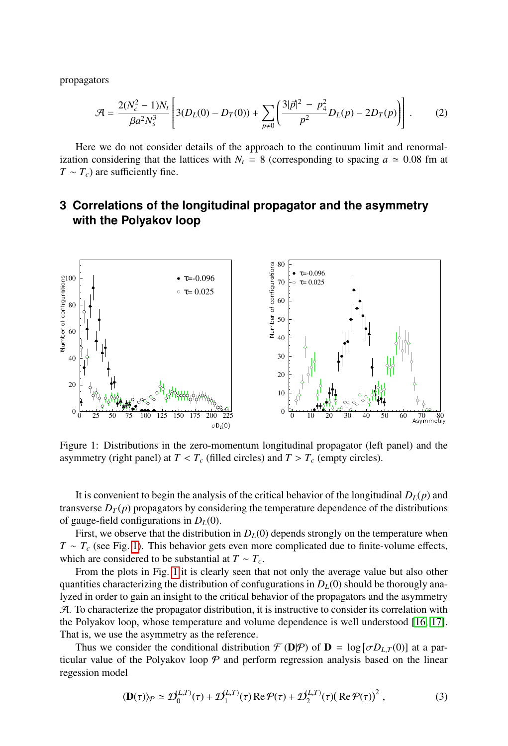propagators

$$\mathcal{A} = \frac{2(N_c^2-1)N_t}{\beta a^2 N_s^3}\left[3(D_L(0)-D_T(0)) + \sum_{p\neq 0}\left(\frac{3|\vec{p}|^2 - p_4^2}{p^2}D_L(p) - 2D_T(p)\right)\right]. \tag{2}$$

Here we do not consider details of the approach to the continuum limit and renormalization considering that the lattices with $N_t = 8$ (corresponding to spacing $a \simeq 0.08$ fm at $T \sim T_c$) are sufficiently fine.

## 3 Correlations of the longitudinal propagator and the asymmetry with the Polyakov loop

Figure 1: Distributions in the zero-momentum longitudinal propagator (left panel) and the asymmetry (right panel) at $T < T_c$ (filled circles) and $T > T_c$ (empty circles).

It is convenient to begin the analysis of the critical behavior of the longitudinal $D_L(p)$ and transverse $D_T(p)$ propagators by considering the temperature dependence of the distributions of gauge-field configurations in $D_L(0)$.

First, we observe that the distribution in $D_L(0)$ depends strongly on the temperature when $T \sim T_c$ (see Fig. 1). This behavior gets even more complicated due to finite-volume effects, which are considered to be substantial at $T \sim T_c$.

From the plots in Fig. 1 it is clearly seen that not only the average value but also other quantities characterizing the distribution of confugurations in $D_L(0)$ should be thorougly analyzed in order to gain an insight to the critical behavior of the propagators and the asymmetry $\mathcal{A}$. To characterize the propagator distribution, it is instructive to consider its correlation with the Polyakov loop, whose temperature and volume dependence is well understood [16, 17]. That is, we use the asymmetry as the reference.

Thus we consider the conditional distribution $\mathcal{F}(\mathbf{D}|\mathcal{P})$ of $\mathbf{D} = \log[\sigma D_{L,T}(0)]$ at a particular value of the Polyakov loop $\mathcal{P}$ and perform regression analysis based on the linear regession model

$$\langle \mathbf{D}(\tau)\rangle_{\mathcal{P}} \simeq \mathcal{D}_0^{(L,T)}(\tau) + \mathcal{D}_1^{(L,T)}(\tau)\,\mathrm{Re}\,\mathcal{P}(\tau) + \mathcal{D}_2^{(L,T)}(\tau)\big(\mathrm{Re}\,\mathcal{P}(\tau)\big)^2\,, \tag{3}$$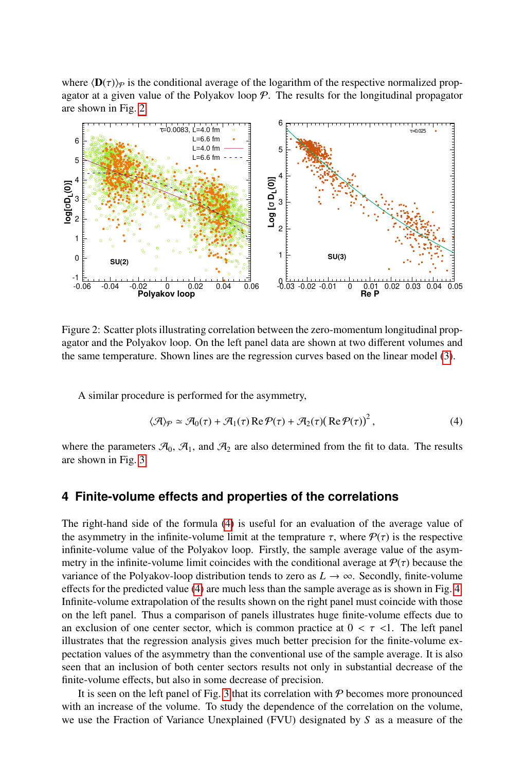where $\langle \mathbf{D}(\tau)\rangle_{\mathcal{P}}$ is the conditional average of the logarithm of the respective normalized propagator at a given value of the Polyakov loop $\mathcal{P}$. The results for the longitudinal propagator are shown in Fig. 2

Figure 2: Scatter plots illustrating correlation between the zero-momentum longitudinal propagator and the Polyakov loop. On the left panel data are shown at two different volumes and the same temperature. Shown lines are the regression curves based on the linear model (3).

A similar procedure is performed for the asymmetry,

$$\langle \mathcal{A}\rangle_{\mathcal{P}} \simeq \mathcal{A}_0(\tau) + \mathcal{A}_1(\tau)\,\mathrm{Re}\,\mathcal{P}(\tau) + \mathcal{A}_2(\tau)\big(\mathrm{Re}\,\mathcal{P}(\tau)\big)^2\,, \tag{4}$$

where the parameters $\mathcal{A}_0$, $\mathcal{A}_1$, and $\mathcal{A}_2$ are also determined from the fit to data. The results are shown in Fig. 3

## 4 Finite-volume effects and properties of the correlations

The right-hand side of the formula (4) is useful for an evaluation of the average value of the asymmetry in the infinite-volume limit at the temprature $\tau$, where $\mathcal{P}(\tau)$ is the respective infinite-volume value of the Polyakov loop. Firstly, the sample average value of the asymmetry in the infinite-volume limit coincides with the conditional average at $\mathcal{P}(\tau)$ because the variance of the Polyakov-loop distribution tends to zero as $L \to \infty$. Secondly, finite-volume effects for the predicted value (4) are much less than the sample average as is shown in Fig. 4 Infinite-volume extrapolation of the results shown on the right panel must coincide with those on the left panel. Thus a comparison of panels illustrates huge finite-volume effects due to an exclusion of one center sector, which is common practice at $0 < \tau < 1$. The left panel illustrates that the regression analysis gives much better precision for the finite-volume expectation values of the asymmetry than the conventional use of the sample average. It is also seen that an inclusion of both center sectors results not only in substantial decrease of the finite-volume effects, but also in some decrease of precision.

It is seen on the left panel of Fig. 3 that its correlation with $\mathcal{P}$ becomes more pronounced with an increase of the volume. To study the dependence of the correlation on the volume, we use the Fraction of Variance Unexplained (FVU) designated by $S$ as a measure of the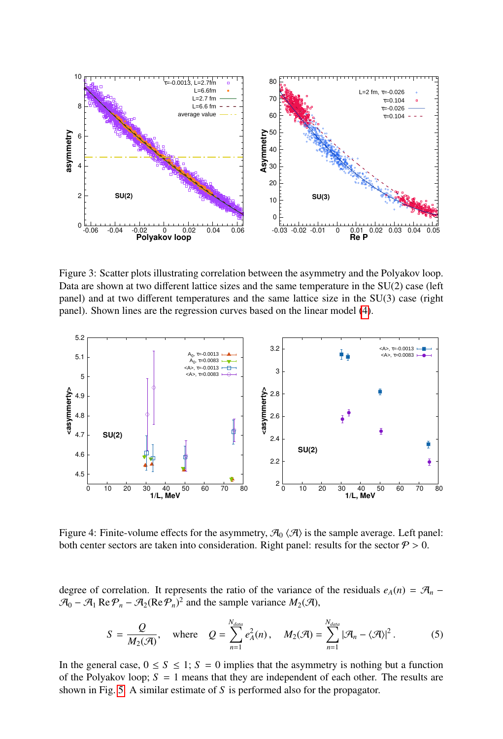Figure 3: Scatter plots illustrating correlation between the asymmetry and the Polyakov loop. Data are shown at two different lattice sizes and the same temperature in the SU(2) case (left panel) and at two different temperatures and the same lattice size in the SU(3) case (right panel). Shown lines are the regression curves based on the linear model (4).

Figure 4: Finite-volume effects for the asymmetry, $\mathcal{A}_0$ $\langle\mathcal{A}\rangle$ is the sample average. Left panel: both center sectors are taken into consideration. Right panel: results for the sector $\mathcal{P} > 0$.

degree of correlation. It represents the ratio of the variance of the residuals $e_A(n) = \mathcal{A}_n - \mathcal{A}_0 - \mathcal{A}_1 \,\mathrm{Re}\,\mathcal{P}_n - \mathcal{A}_2(\mathrm{Re}\,\mathcal{P}_n)^2$ and the sample variance $M_2(\mathcal{A})$,

$$S = \frac{Q}{M_2(\mathcal{A})}, \quad \text{where} \quad Q = \sum_{n=1}^{N_{data}} e_A^2(n)\,, \quad M_2(\mathcal{A}) = \sum_{n=1}^{N_{data}} |\mathcal{A}_n - \langle\mathcal{A}\rangle|^2\,. \tag{5}$$

In the general case, $0 \leq S \leq 1$; $S = 0$ implies that the asymmetry is nothing but a function of the Polyakov loop; $S = 1$ means that they are independent of each other. The results are shown in Fig. 5. A similar estimate of $S$ is performed also for the propagator.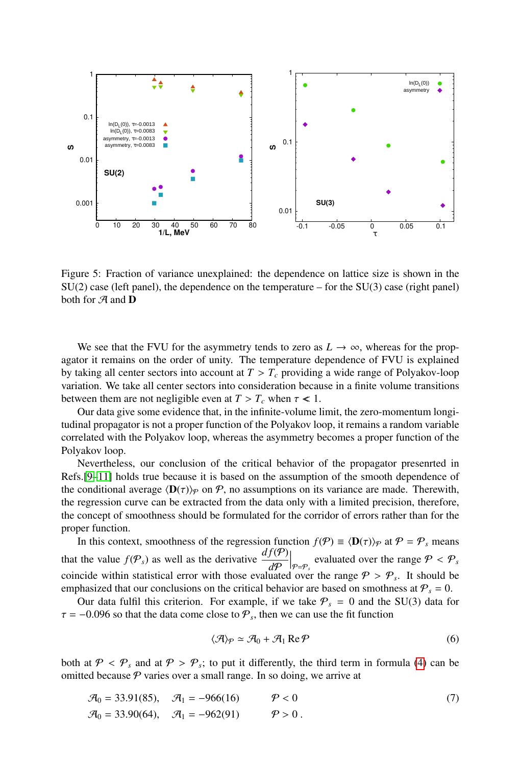Figure 5: Fraction of variance unexplained: the dependence on lattice size is shown in the SU(2) case (left panel), the dependence on the temperature – for the SU(3) case (right panel) both for $\mathcal{A}$ and $\mathbf{D}$

We see that the FVU for the asymmetry tends to zero as $L \to \infty$, whereas for the propagator it remains on the order of unity. The temperature dependence of FVU is explained by taking all center sectors into account at $T > T_c$ providing a wide range of Polyakov-loop variation. We take all center sectors into consideration because in a finite volume transitions between them are not negligible even at $T > T_c$ when $\tau \lessdot 1$.

Our data give some evidence that, in the infinite-volume limit, the zero-momentum longitudinal propagator is not a proper function of the Polyakov loop, it remains a random variable correlated with the Polyakov loop, whereas the asymmetry becomes a proper function of the Polyakov loop.

Nevertheless, our conclusion of the critical behavior of the propagator presenrted in Refs.[9–11] holds true because it is based on the assumption of the smooth dependence of the conditional average $\langle \mathbf{D}(\tau)\rangle_{\mathcal{P}}$ on $\mathcal{P}$, no assumptions on its variance are made. Therewith, the regression curve can be extracted from the data only with a limited precision, therefore, the concept of smoothness should be formulated for the corridor of errors rather than for the proper function.

In this context, smoothness of the regression function $f(\mathcal{P}) \equiv \langle \mathbf{D}(\tau)\rangle_{\mathcal{P}}$ at $\mathcal{P} = \mathcal{P}_s$ means that the value $f(\mathcal{P}_s)$ as well as the derivative $\left.\dfrac{df(\mathcal{P})}{d\mathcal{P}}\right|_{\mathcal{P}=\mathcal{P}_s}$ evaluated over the range $\mathcal{P} < \mathcal{P}_s$ coincide within statistical error with those evaluated over the range $\mathcal{P} > \mathcal{P}_s$. It should be emphasized that our conclusions on the critical behavior are based on smothness at $\mathcal{P}_s = 0$.

Our data fulfil this criterion. For example, if we take $\mathcal{P}_s = 0$ and the SU(3) data for $\tau = -0.096$ so that the data come close to $\mathcal{P}_s$, then we can use the fit function

$$\langle \mathcal{A}\rangle_{\mathcal{P}} \simeq \mathcal{A}_0 + \mathcal{A}_1 \,\mathrm{Re}\,\mathcal{P} \tag{6}$$

both at $\mathcal{P} < \mathcal{P}_s$ and at $\mathcal{P} > \mathcal{P}_s$; to put it differently, the third term in formula (4) can be omitted because $\mathcal{P}$ varies over a small range. In so doing, we arrive at

$$\begin{aligned} &\mathcal{A}_0 = 33.91(85), \quad \mathcal{A}_1 = -966(16) \qquad \mathcal{P} < 0 \\ &\mathcal{A}_0 = 33.90(64), \quad \mathcal{A}_1 = -962(91) \qquad \mathcal{P} > 0\,. \end{aligned} \tag{7}$$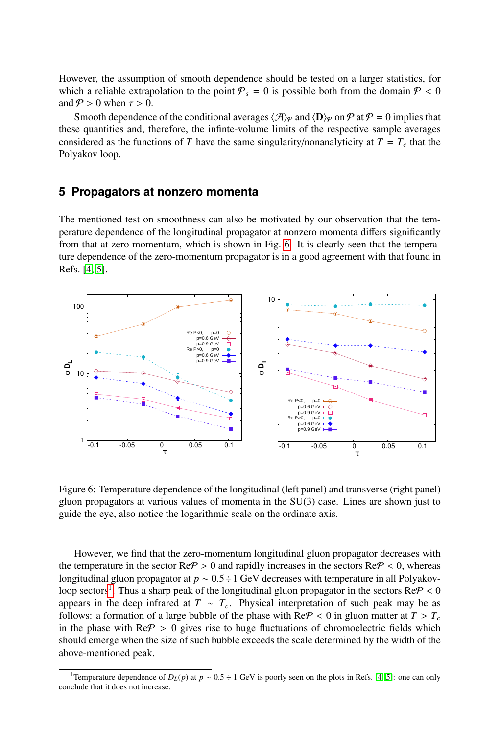However, the assumption of smooth dependence should be tested on a larger statistics, for which a reliable extrapolation to the point $\mathcal{P}_s = 0$ is possible both from the domain $\mathcal{P} < 0$ and $\mathcal{P} > 0$ when $\tau > 0$.

Smooth dependence of the conditional averages $\langle \mathcal{A} \rangle_{\mathcal{P}}$ and $\langle \mathbf{D} \rangle_{\mathcal{P}}$ on $\mathcal{P}$ at $\mathcal{P} = 0$ implies that these quantities and, therefore, the infinte-volume limits of the respective sample averages considered as the functions of $T$ have the same singularity/nonanalyticity at $T = T_c$ that the Polyakov loop.

## 5 Propagators at nonzero momenta

The mentioned test on smoothness can also be motivated by our observation that the temperature dependence of the longitudinal propagator at nonzero momenta differs significantly from that at zero momentum, which is shown in Fig. 6. It is clearly seen that the temperature dependence of the zero-momentum propagator is in a good agreement with that found in Refs. [4, 5].

Figure 6: Temperature dependence of the longitudinal (left panel) and transverse (right panel) gluon propagators at various values of momenta in the SU(3) case. Lines are shown just to guide the eye, also notice the logarithmic scale on the ordinate axis.

However, we find that the zero-momentum longitudinal gluon propagator decreases with the temperature in the sector $\mathrm{Re}\mathcal{P} > 0$ and rapidly increases in the sectors $\mathrm{Re}\mathcal{P} < 0$, whereas longitudinal gluon propagator at $p \sim 0.5 \div 1$ GeV decreases with temperature in all Polyakov-loop sectors[1]. Thus a sharp peak of the longitudinal gluon propagator in the sectors $\mathrm{Re}\mathcal{P} < 0$ appears in the deep infrared at $T \sim T_c$. Physical interpretation of such peak may be as follows: a formation of a large bubble of the phase with $\mathrm{Re}\mathcal{P} < 0$ in gluon matter at $T > T_c$ in the phase with $\mathrm{Re}\mathcal{P} > 0$ gives rise to huge fluctuations of chromoelectric fields which should emerge when the size of such bubble exceeds the scale determined by the width of the above-mentioned peak.

[1] Temperature dependence of $D_L(p)$ at $p \sim 0.5 \div 1$ GeV is poorly seen on the plots in Refs. [4, 5]: one can only conclude that it does not increase.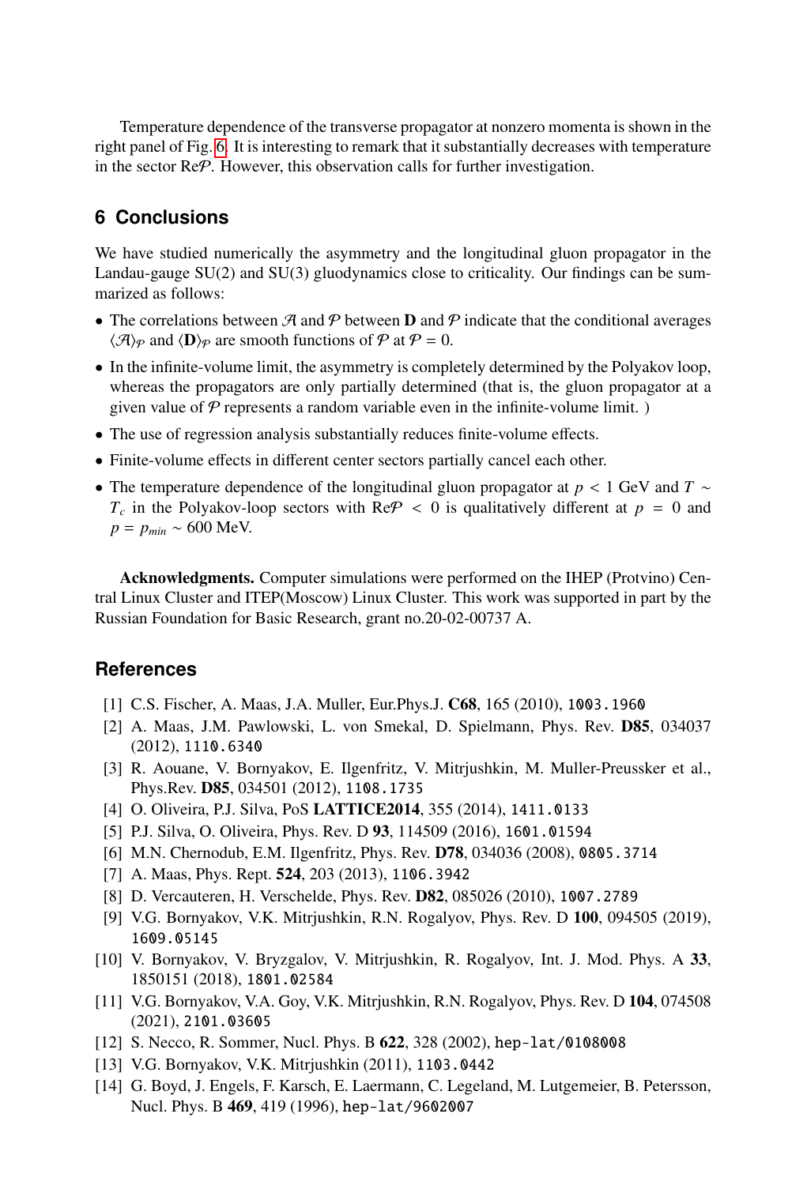Temperature dependence of the transverse propagator at nonzero momenta is shown in the right panel of Fig. 6. It is interesting to remark that it substantially decreases with temperature in the sector Re$\mathcal{P}$. However, this observation calls for further investigation.

## 6 Conclusions

We have studied numerically the asymmetry and the longitudinal gluon propagator in the Landau-gauge SU(2) and SU(3) gluodynamics close to criticality. Our findings can be summarized as follows:

- The correlations between $\mathcal{A}$ and $\mathcal{P}$ between $\mathbf{D}$ and $\mathcal{P}$ indicate that the conditional averages $\langle\mathcal{A}\rangle_{\mathcal{P}}$ and $\langle\mathbf{D}\rangle_{\mathcal{P}}$ are smooth functions of $\mathcal{P}$ at $\mathcal{P} = 0$.
- In the infinite-volume limit, the asymmetry is completely determined by the Polyakov loop, whereas the propagators are only partially determined (that is, the gluon propagator at a given value of $\mathcal{P}$ represents a random variable even in the infinite-volume limit. )
- The use of regression analysis substantially reduces finite-volume effects.
- Finite-volume effects in different center sectors partially cancel each other.
- The temperature dependence of the longitudinal gluon propagator at $p < 1$ GeV and $T \sim T_c$ in the Polyakov-loop sectors with Re$\mathcal{P} < 0$ is qualitatively different at $p = 0$ and $p = p_{min} \sim 600$ MeV.

**Acknowledgments.** Computer simulations were performed on the IHEP (Protvino) Central Linux Cluster and ITEP(Moscow) Linux Cluster. This work was supported in part by the Russian Foundation for Basic Research, grant no.20-02-00737 A.

## References

[1] C.S. Fischer, A. Maas, J.A. Muller, Eur.Phys.J. **C68**, 165 (2010), 1003.1960

[2] A. Maas, J.M. Pawlowski, L. von Smekal, D. Spielmann, Phys. Rev. **D85**, 034037 (2012), 1110.6340

[3] R. Aouane, V. Bornyakov, E. Ilgenfritz, V. Mitrjushkin, M. Muller-Preussker et al., Phys.Rev. **D85**, 034501 (2012), 1108.1735

[4] O. Oliveira, P.J. Silva, PoS **LATTICE2014**, 355 (2014), 1411.0133

[5] P.J. Silva, O. Oliveira, Phys. Rev. D **93**, 114509 (2016), 1601.01594

[6] M.N. Chernodub, E.M. Ilgenfritz, Phys. Rev. **D78**, 034036 (2008), 0805.3714

[7] A. Maas, Phys. Rept. **524**, 203 (2013), 1106.3942

[8] D. Vercauteren, H. Verschelde, Phys. Rev. **D82**, 085026 (2010), 1007.2789

[9] V.G. Bornyakov, V.K. Mitrjushkin, R.N. Rogalyov, Phys. Rev. D **100**, 094505 (2019), 1609.05145

[10] V. Bornyakov, V. Bryzgalov, V. Mitrjushkin, R. Rogalyov, Int. J. Mod. Phys. A **33**, 1850151 (2018), 1801.02584

[11] V.G. Bornyakov, V.A. Goy, V.K. Mitrjushkin, R.N. Rogalyov, Phys. Rev. D **104**, 074508 (2021), 2101.03605

[12] S. Necco, R. Sommer, Nucl. Phys. B **622**, 328 (2002), hep-lat/0108008

[13] V.G. Bornyakov, V.K. Mitrjushkin (2011), 1103.0442

[14] G. Boyd, J. Engels, F. Karsch, E. Laermann, C. Legeland, M. Lutgemeier, B. Petersson, Nucl. Phys. B **469**, 419 (1996), hep-lat/9602007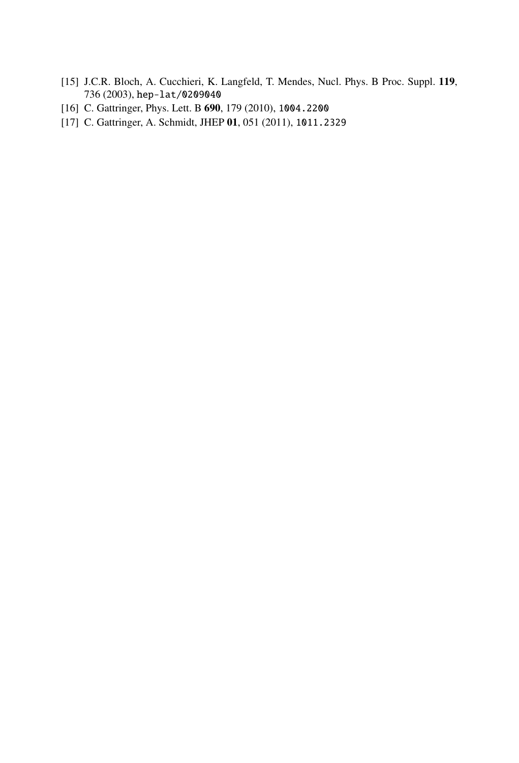[15] J.C.R. Bloch, A. Cucchieri, K. Langfeld, T. Mendes, Nucl. Phys. B Proc. Suppl. **119**, 736 (2003), hep-lat/0209040

[16] C. Gattringer, Phys. Lett. B **690**, 179 (2010), 1004.2200

[17] C. Gattringer, A. Schmidt, JHEP **01**, 051 (2011), 1011.2329